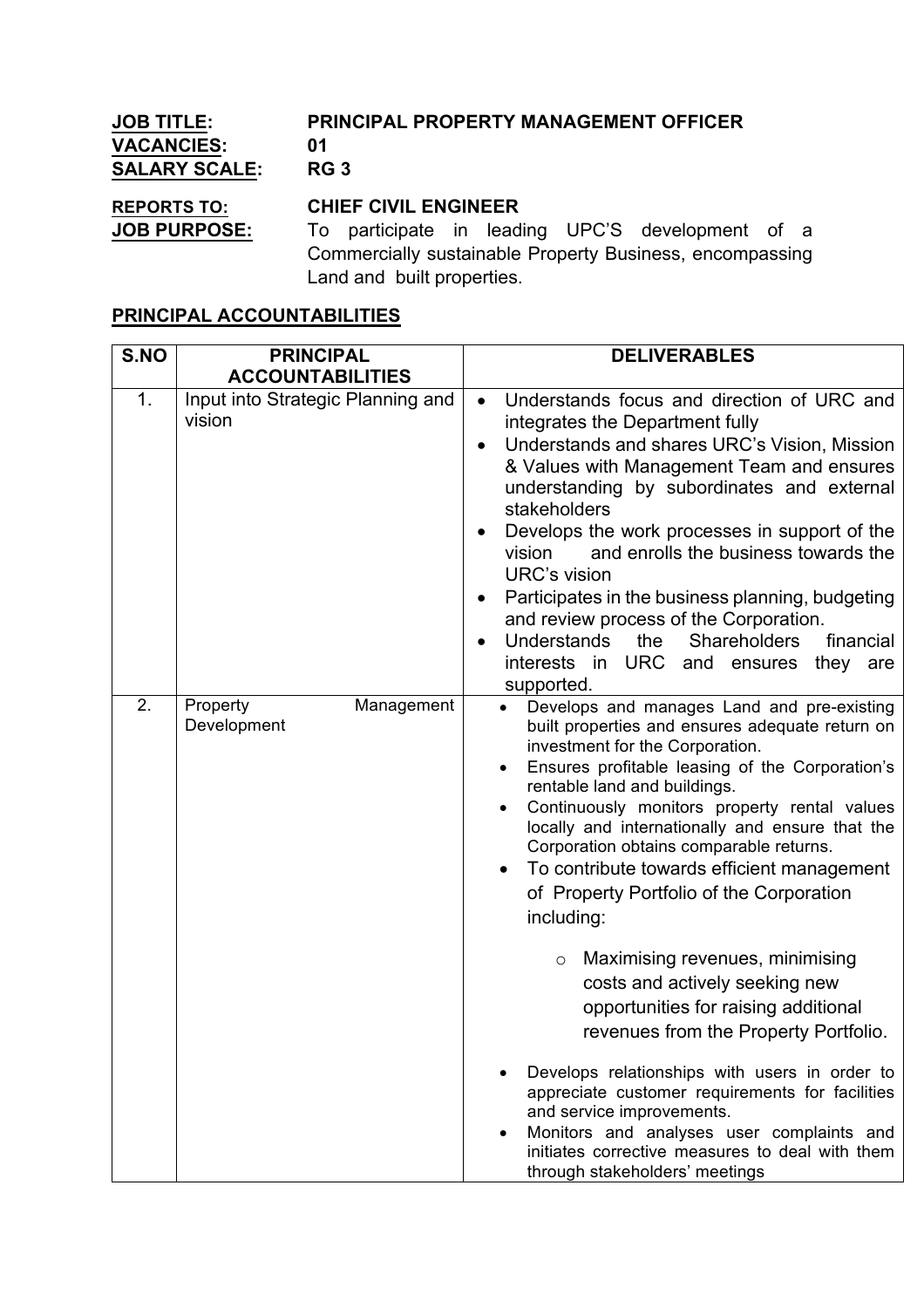**JOB TITLE:** **PRINCIPAL PROPERTY MANAGEMENT OFFICER**
**VACANCIES:** **01**
**SALARY SCALE:** **RG 3**

**REPORTS TO:** **CHIEF CIVIL ENGINEER**
**JOB PURPOSE:** To participate in leading UPC'S development of a Commercially sustainable Property Business, encompassing Land and built properties.

## PRINCIPAL ACCOUNTABILITIES

| S.NO | PRINCIPAL ACCOUNTABILITIES | DELIVERABLES |
|---|---|---|
| 1. | Input into Strategic Planning and vision | • Understands focus and direction of URC and integrates the Department fully<br>• Understands and shares URC's Vision, Mission & Values with Management Team and ensures understanding by subordinates and external stakeholders<br>• Develops the work processes in support of the vision and enrolls the business towards the URC's vision<br>• Participates in the business planning, budgeting and review process of the Corporation.<br>• Understands the Shareholders financial interests in URC and ensures they are supported. |
| 2. | Property Management Development | • Develops and manages Land and pre-existing built properties and ensures adequate return on investment for the Corporation.<br>• Ensures profitable leasing of the Corporation's rentable land and buildings.<br>• Continuously monitors property rental values locally and internationally and ensure that the Corporation obtains comparable returns.<br>• To contribute towards efficient management of Property Portfolio of the Corporation including:<br>&nbsp;&nbsp;&nbsp;&nbsp;○ Maximising revenues, minimising costs and actively seeking new opportunities for raising additional revenues from the Property Portfolio.<br>• Develops relationships with users in order to appreciate customer requirements for facilities and service improvements.<br>• Monitors and analyses user complaints and initiates corrective measures to deal with them through stakeholders' meetings |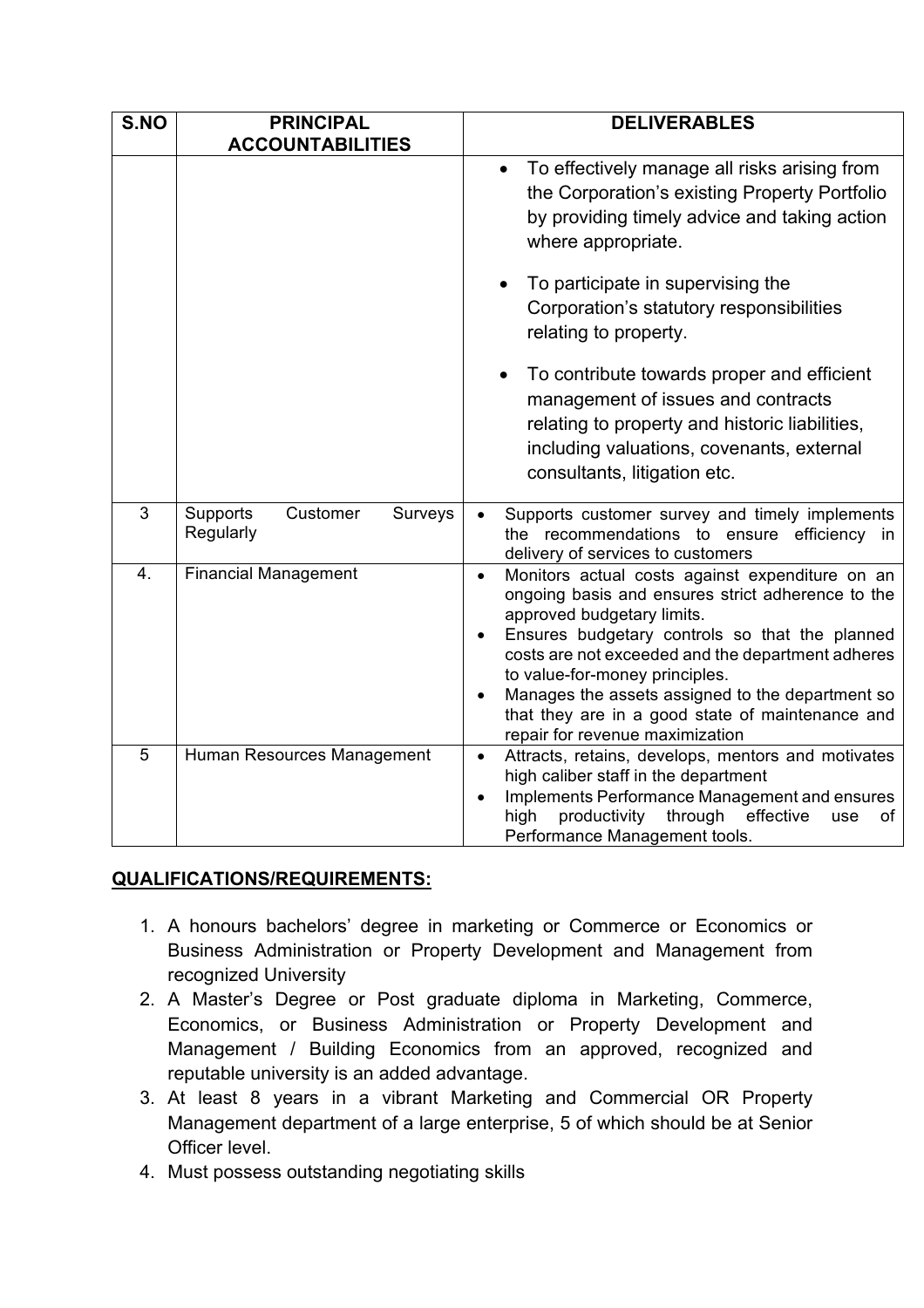| S.NO | PRINCIPAL ACCOUNTABILITIES | DELIVERABLES |
| --- | --- | --- |
| | | • To effectively manage all risks arising from the Corporation's existing Property Portfolio by providing timely advice and taking action where appropriate.<br>• To participate in supervising the Corporation's statutory responsibilities relating to property.<br>• To contribute towards proper and efficient management of issues and contracts relating to property and historic liabilities, including valuations, covenants, external consultants, litigation etc. |
| 3 | Supports Customer Surveys Regularly | • Supports customer survey and timely implements the recommendations to ensure efficiency in delivery of services to customers |
| 4. | Financial Management | • Monitors actual costs against expenditure on an ongoing basis and ensures strict adherence to the approved budgetary limits.<br>• Ensures budgetary controls so that the planned costs are not exceeded and the department adheres to value-for-money principles.<br>• Manages the assets assigned to the department so that they are in a good state of maintenance and repair for revenue maximization |
| 5 | Human Resources Management | • Attracts, retains, develops, mentors and motivates high caliber staff in the department<br>• Implements Performance Management and ensures high productivity through effective use of Performance Management tools. |

**QUALIFICATIONS/REQUIREMENTS:**

1. A honours bachelors' degree in marketing or Commerce or Economics or Business Administration or Property Development and Management from recognized University
2. A Master's Degree or Post graduate diploma in Marketing, Commerce, Economics, or Business Administration or Property Development and Management / Building Economics from an approved, recognized and reputable university is an added advantage.
3. At least 8 years in a vibrant Marketing and Commercial OR Property Management department of a large enterprise, 5 of which should be at Senior Officer level.
4. Must possess outstanding negotiating skills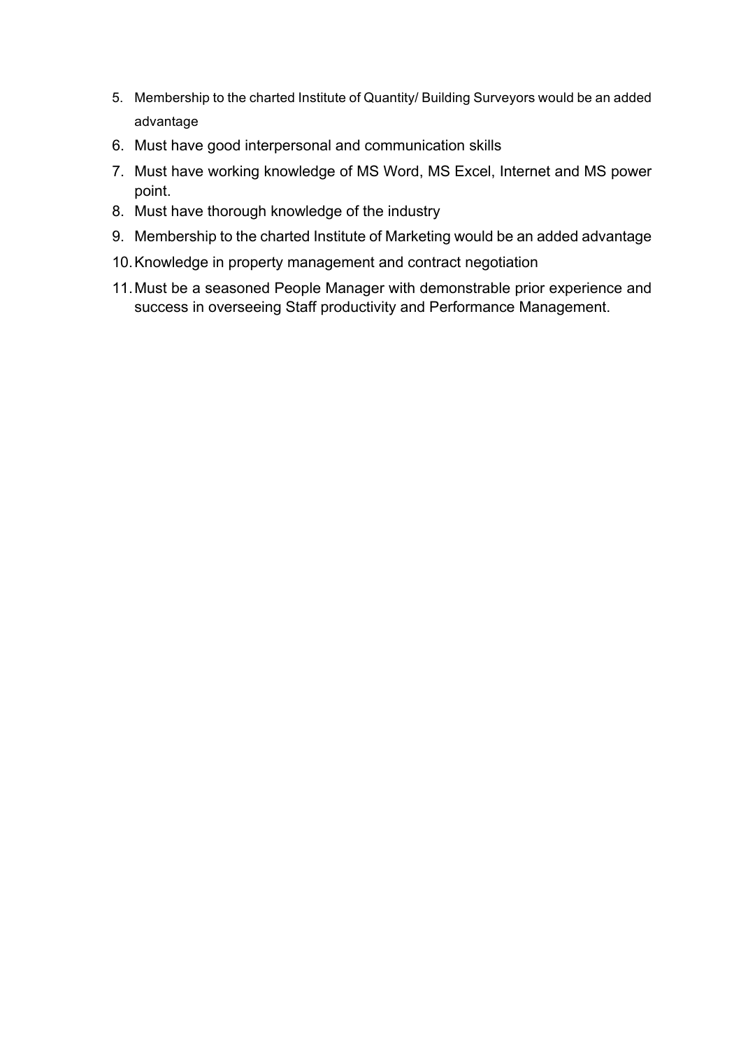5. Membership to the charted Institute of Quantity/ Building Surveyors would be an added advantage
6. Must have good interpersonal and communication skills
7. Must have working knowledge of MS Word, MS Excel, Internet and MS power point.
8. Must have thorough knowledge of the industry
9. Membership to the charted Institute of Marketing would be an added advantage
10. Knowledge in property management and contract negotiation
11. Must be a seasoned People Manager with demonstrable prior experience and success in overseeing Staff productivity and Performance Management.